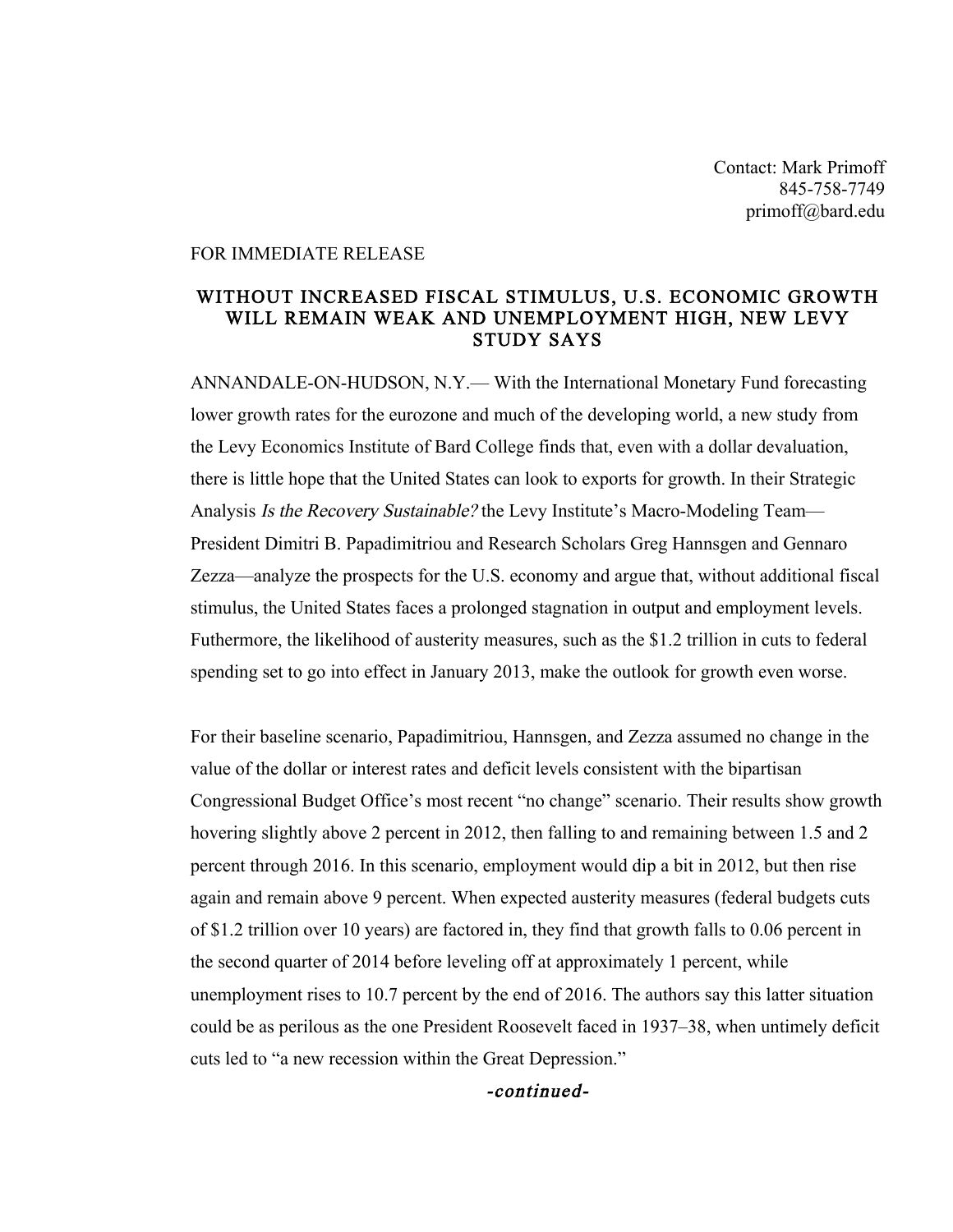Contact: Mark Primoff
845-758-7749
primoff@bard.edu

FOR IMMEDIATE RELEASE

# WITHOUT INCREASED FISCAL STIMULUS, U.S. ECONOMIC GROWTH WILL REMAIN WEAK AND UNEMPLOYMENT HIGH, NEW LEVY STUDY SAYS

ANNANDALE-ON-HUDSON, N.Y.— With the International Monetary Fund forecasting lower growth rates for the eurozone and much of the developing world, a new study from the Levy Economics Institute of Bard College finds that, even with a dollar devaluation, there is little hope that the United States can look to exports for growth. In their Strategic Analysis *Is the Recovery Sustainable?* the Levy Institute's Macro-Modeling Team—President Dimitri B. Papadimitriou and Research Scholars Greg Hannsgen and Gennaro Zezza—analyze the prospects for the U.S. economy and argue that, without additional fiscal stimulus, the United States faces a prolonged stagnation in output and employment levels. Futhermore, the likelihood of austerity measures, such as the $1.2 trillion in cuts to federal spending set to go into effect in January 2013, make the outlook for growth even worse.

For their baseline scenario, Papadimitriou, Hannsgen, and Zezza assumed no change in the value of the dollar or interest rates and deficit levels consistent with the bipartisan Congressional Budget Office's most recent "no change" scenario. Their results show growth hovering slightly above 2 percent in 2012, then falling to and remaining between 1.5 and 2 percent through 2016. In this scenario, employment would dip a bit in 2012, but then rise again and remain above 9 percent. When expected austerity measures (federal budgets cuts of $1.2 trillion over 10 years) are factored in, they find that growth falls to 0.06 percent in the second quarter of 2014 before leveling off at approximately 1 percent, while unemployment rises to 10.7 percent by the end of 2016. The authors say this latter situation could be as perilous as the one President Roosevelt faced in 1937–38, when untimely deficit cuts led to "a new recession within the Great Depression."

*-continued-*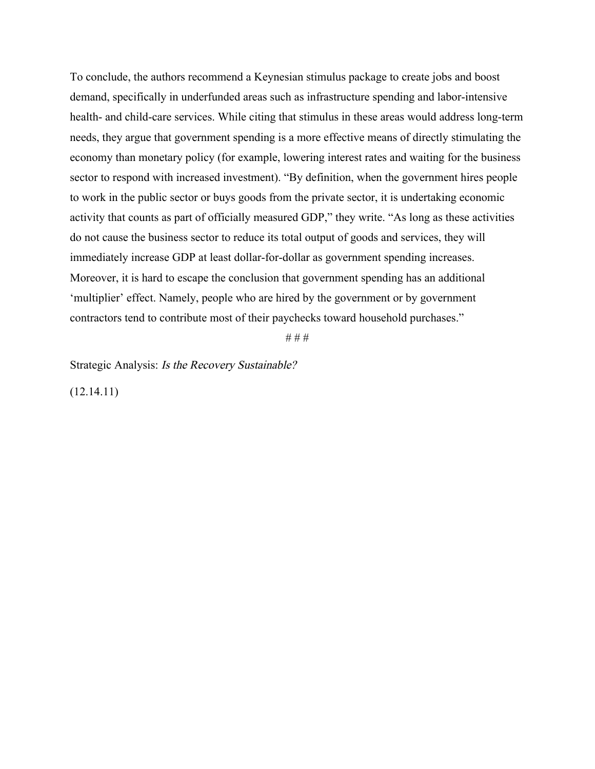To conclude, the authors recommend a Keynesian stimulus package to create jobs and boost demand, specifically in underfunded areas such as infrastructure spending and labor-intensive health- and child-care services. While citing that stimulus in these areas would address long-term needs, they argue that government spending is a more effective means of directly stimulating the economy than monetary policy (for example, lowering interest rates and waiting for the business sector to respond with increased investment). "By definition, when the government hires people to work in the public sector or buys goods from the private sector, it is undertaking economic activity that counts as part of officially measured GDP," they write. "As long as these activities do not cause the business sector to reduce its total output of goods and services, they will immediately increase GDP at least dollar-for-dollar as government spending increases. Moreover, it is hard to escape the conclusion that government spending has an additional 'multiplier' effect. Namely, people who are hired by the government or by government contractors tend to contribute most of their paychecks toward household purchases."

# # #

Strategic Analysis: *Is the Recovery Sustainable?*

(12.14.11)